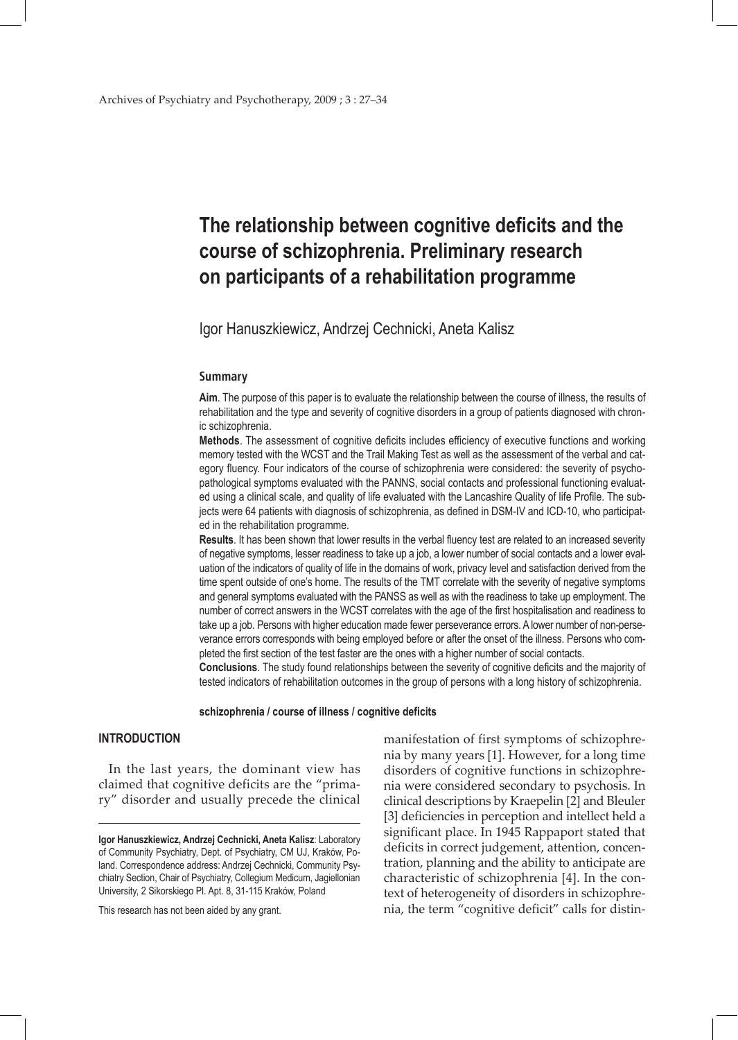# The relationship between cognitive deficits and the course of schizophrenia. Preliminary research on participants of a rehabilitation programme

Igor Hanuszkiewicz, Andrzej Cechnicki, Aneta Kalisz

## Summary

**Aim**. The purpose of this paper is to evaluate the relationship between the course of illness, the results of rehabilitation and the type and severity of cognitive disorders in a group of patients diagnosed with chronic schizophrenia.

**Methods**. The assessment of cognitive deficits includes efficiency of executive functions and working memory tested with the WCST and the Trail Making Test as well as the assessment of the verbal and category fluency. Four indicators of the course of schizophrenia were considered: the severity of psychopathological symptoms evaluated with the PANNS, social contacts and professional functioning evaluated using a clinical scale, and quality of life evaluated with the Lancashire Quality of life Profile. The subjects were 64 patients with diagnosis of schizophrenia, as defined in DSM-IV and ICD-10, who participated in the rehabilitation programme.

**Results**. It has been shown that lower results in the verbal fluency test are related to an increased severity of negative symptoms, lesser readiness to take up a job, a lower number of social contacts and a lower evaluation of the indicators of quality of life in the domains of work, privacy level and satisfaction derived from the time spent outside of one's home. The results of the TMT correlate with the severity of negative symptoms and general symptoms evaluated with the PANSS as well as with the readiness to take up employment. The number of correct answers in the WCST correlates with the age of the first hospitalisation and readiness to take up a job. Persons with higher education made fewer perseverance errors. A lower number of non-perseverance errors corresponds with being employed before or after the onset of the illness. Persons who completed the first section of the test faster are the ones with a higher number of social contacts.

**Conclusions**. The study found relationships between the severity of cognitive deficits and the majority of tested indicators of rehabilitation outcomes in the group of persons with a long history of schizophrenia.

**schizophrenia / course of illness / cognitive deficits**

## INTRODUCTION

In the last years, the dominant view has claimed that cognitive deficits are the "primary" disorder and usually precede the clinical manifestation of first symptoms of schizophrenia by many years [1]. However, for a long time disorders of cognitive functions in schizophrenia were considered secondary to psychosis. In clinical descriptions by Kraepelin [2] and Bleuler [3] deficiencies in perception and intellect held a significant place. In 1945 Rappaport stated that deficits in correct judgement, attention, concentration, planning and the ability to anticipate are characteristic of schizophrenia [4]. In the context of heterogeneity of disorders in schizophrenia, the term "cognitive deficit" calls for distin-

---

**Igor Hanuszkiewicz, Andrzej Cechnicki, Aneta Kalisz**: Laboratory of Community Psychiatry, Dept. of Psychiatry, CM UJ, Kraków, Poland. Correspondence address: Andrzej Cechnicki, Community Psychiatry Section, Chair of Psychiatry, Collegium Medicum, Jagiellonian University, 2 Sikorskiego Pl. Apt. 8, 31-115 Kraków, Poland

This research has not been aided by any grant.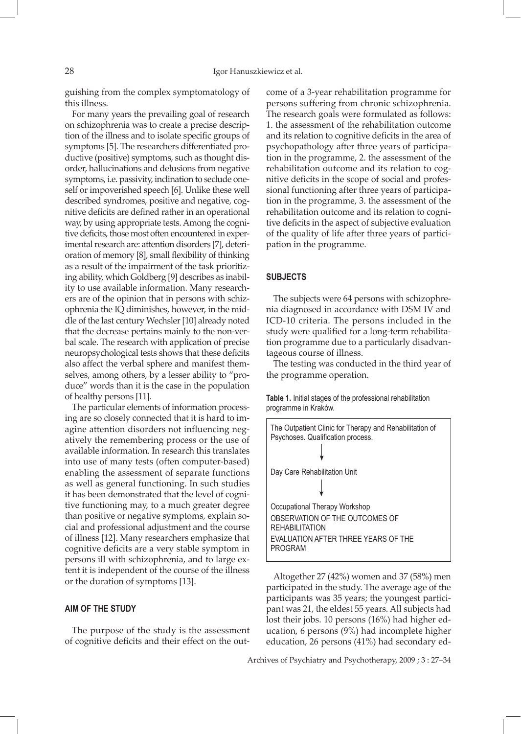guishing from the complex symptomatology of this illness.

For many years the prevailing goal of research on schizophrenia was to create a precise description of the illness and to isolate specific groups of symptoms [5]. The researchers differentiated productive (positive) symptoms, such as thought disorder, hallucinations and delusions from negative symptoms, i.e. passivity, inclination to seclude oneself or impoverished speech [6]. Unlike these well described syndromes, positive and negative, cognitive deficits are defined rather in an operational way, by using appropriate tests. Among the cognitive deficits, those most often encountered in experimental research are: attention disorders [7], deterioration of memory [8], small flexibility of thinking as a result of the impairment of the task prioritizing ability, which Goldberg [9] describes as inability to use available information. Many researchers are of the opinion that in persons with schizophrenia the IQ diminishes, however, in the middle of the last century Wechsler [10] already noted that the decrease pertains mainly to the non-verbal scale. The research with application of precise neuropsychological tests shows that these deficits also affect the verbal sphere and manifest themselves, among others, by a lesser ability to "produce" words than it is the case in the population of healthy persons [11].

The particular elements of information processing are so closely connected that it is hard to imagine attention disorders not influencing negatively the remembering process or the use of available information. In research this translates into use of many tests (often computer-based) enabling the assessment of separate functions as well as general functioning. In such studies it has been demonstrated that the level of cognitive functioning may, to a much greater degree than positive or negative symptoms, explain social and professional adjustment and the course of illness [12]. Many researchers emphasize that cognitive deficits are a very stable symptom in persons ill with schizophrenia, and to large extent it is independent of the course of the illness or the duration of symptoms [13].

## AIM OF THE STUDY

The purpose of the study is the assessment of cognitive deficits and their effect on the outcome of a 3-year rehabilitation programme for persons suffering from chronic schizophrenia. The research goals were formulated as follows: 1. the assessment of the rehabilitation outcome and its relation to cognitive deficits in the area of psychopathology after three years of participation in the programme, 2. the assessment of the rehabilitation outcome and its relation to cognitive deficits in the scope of social and professional functioning after three years of participation in the programme, 3. the assessment of the rehabilitation outcome and its relation to cognitive deficits in the aspect of subjective evaluation of the quality of life after three years of participation in the programme.

## SUBJECTS

The subjects were 64 persons with schizophrenia diagnosed in accordance with DSM IV and ICD-10 criteria. The persons included in the study were qualified for a long-term rehabilitation programme due to a particularly disadvantageous course of illness.

The testing was conducted in the third year of the programme operation.

**Table 1.** Initial stages of the professional rehabilitation programme in Kraków.

| |
|---|
| The Outpatient Clinic for Therapy and Rehabilitation of Psychoses. Qualification process. |
| ↓ |
| Day Care Rehabilitation Unit |
| ↓ |
| Occupational Therapy Workshop<br>OBSERVATION OF THE OUTCOMES OF REHABILITATION<br>EVALUATION AFTER THREE YEARS OF THE PROGRAM |

Altogether 27 (42%) women and 37 (58%) men participated in the study. The average age of the participants was 35 years; the youngest participant was 21, the eldest 55 years. All subjects had lost their jobs. 10 persons (16%) had higher education, 6 persons (9%) had incomplete higher education, 26 persons (41%) had secondary ed-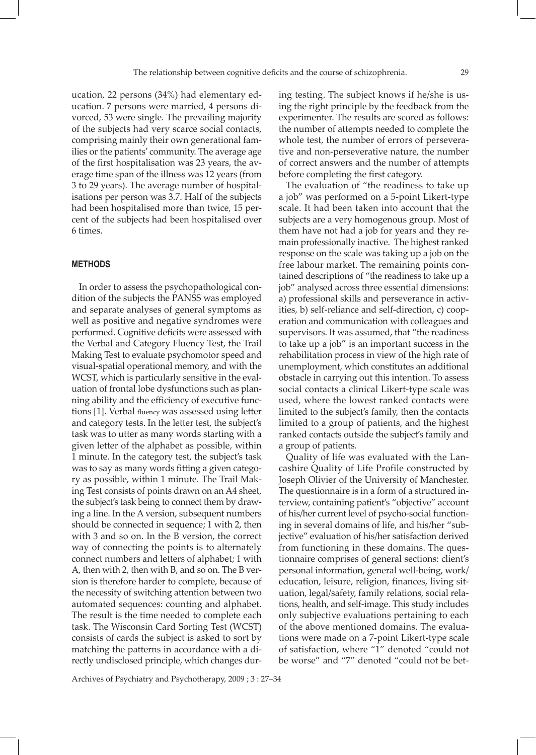ucation, 22 persons (34%) had elementary education. 7 persons were married, 4 persons divorced, 53 were single. The prevailing majority of the subjects had very scarce social contacts, comprising mainly their own generational families or the patients' community. The average age of the first hospitalisation was 23 years, the average time span of the illness was 12 years (from 3 to 29 years). The average number of hospitalisations per person was 3.7. Half of the subjects had been hospitalised more than twice, 15 percent of the subjects had been hospitalised over 6 times.

## METHODS

In order to assess the psychopathological condition of the subjects the PANSS was employed and separate analyses of general symptoms as well as positive and negative syndromes were performed. Cognitive deficits were assessed with the Verbal and Category Fluency Test, the Trail Making Test to evaluate psychomotor speed and visual-spatial operational memory, and with the WCST, which is particularly sensitive in the evaluation of frontal lobe dysfunctions such as planning ability and the efficiency of executive functions [1]. Verbal fluency was assessed using letter and category tests. In the letter test, the subject's task was to utter as many words starting with a given letter of the alphabet as possible, within 1 minute. In the category test, the subject's task was to say as many words fitting a given category as possible, within 1 minute. The Trail Making Test consists of points drawn on an A4 sheet, the subject's task being to connect them by drawing a line. In the A version, subsequent numbers should be connected in sequence; 1 with 2, then with 3 and so on. In the B version, the correct way of connecting the points is to alternately connect numbers and letters of alphabet; 1 with A, then with 2, then with B, and so on. The B version is therefore harder to complete, because of the necessity of switching attention between two automated sequences: counting and alphabet. The result is the time needed to complete each task. The Wisconsin Card Sorting Test (WCST) consists of cards the subject is asked to sort by matching the patterns in accordance with a directly undisclosed principle, which changes during testing. The subject knows if he/she is using the right principle by the feedback from the experimenter. The results are scored as follows: the number of attempts needed to complete the whole test, the number of errors of perseverative and non-perseverative nature, the number of correct answers and the number of attempts before completing the first category.

The evaluation of "the readiness to take up a job" was performed on a 5-point Likert-type scale. It had been taken into account that the subjects are a very homogenous group. Most of them have not had a job for years and they remain professionally inactive. The highest ranked response on the scale was taking up a job on the free labour market. The remaining points contained descriptions of "the readiness to take up a job" analysed across three essential dimensions: a) professional skills and perseverance in activities, b) self-reliance and self-direction, c) cooperation and communication with colleagues and supervisors. It was assumed, that "the readiness to take up a job" is an important success in the rehabilitation process in view of the high rate of unemployment, which constitutes an additional obstacle in carrying out this intention. To assess social contacts a clinical Likert-type scale was used, where the lowest ranked contacts were limited to the subject's family, then the contacts limited to a group of patients, and the highest ranked contacts outside the subject's family and a group of patients.

Quality of life was evaluated with the Lancashire Quality of Life Profile constructed by Joseph Olivier of the University of Manchester. The questionnaire is in a form of a structured interview, containing patient's "objective" account of his/her current level of psycho-social functioning in several domains of life, and his/her "subjective" evaluation of his/her satisfaction derived from functioning in these domains. The questionnaire comprises of general sections: client's personal information, general well-being, work/education, leisure, religion, finances, living situation, legal/safety, family relations, social relations, health, and self-image. This study includes only subjective evaluations pertaining to each of the above mentioned domains. The evaluations were made on a 7-point Likert-type scale of satisfaction, where "1" denoted "could not be worse" and "7" denoted "could not be bet-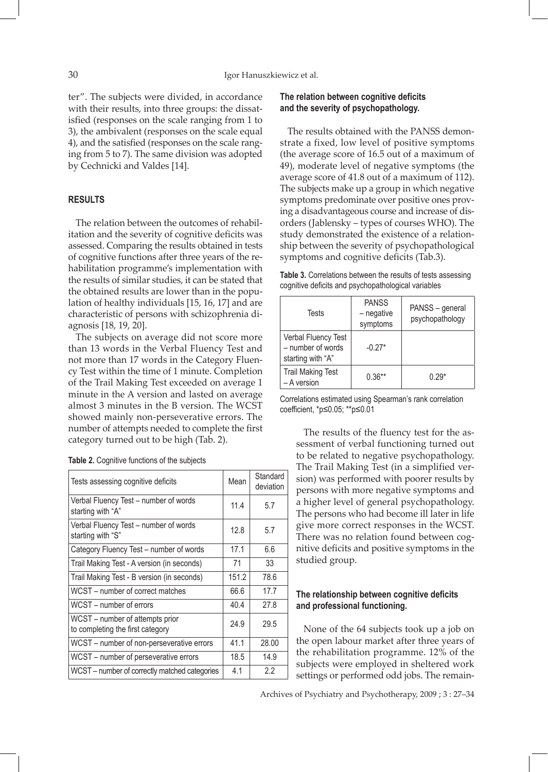ter". The subjects were divided, in accordance with their results, into three groups: the dissatisfied (responses on the scale ranging from 1 to 3), the ambivalent (responses on the scale equal 4), and the satisfied (responses on the scale ranging from 5 to 7). The same division was adopted by Cechnicki and Valdes [14].

## RESULTS

The relation between the outcomes of rehabilitation and the severity of cognitive deficits was assessed. Comparing the results obtained in tests of cognitive functions after three years of the rehabilitation programme's implementation with the results of similar studies, it can be stated that the obtained results are lower than in the population of healthy individuals [15, 16, 17] and are characteristic of persons with schizophrenia diagnosis [18, 19, 20].

The subjects on average did not score more than 13 words in the Verbal Fluency Test and not more than 17 words in the Category Fluency Test within the time of 1 minute. Completion of the Trail Making Test exceeded on average 1 minute in the A version and lasted on average almost 3 minutes in the B version. The WCST showed mainly non-perseverative errors. The number of attempts needed to complete the first category turned out to be high (Tab. 2).

**Table 2.** Cognitive functions of the subjects

| Tests assessing cognitive deficits | Mean | Standard deviation |
|---|---|---|
| Verbal Fluency Test – number of words starting with "A" | 11.4 | 5.7 |
| Verbal Fluency Test – number of words starting with "S" | 12.8 | 5.7 |
| Category Fluency Test – number of words | 17.1 | 6.6 |
| Trail Making Test - A version (in seconds) | 71 | 33 |
| Trail Making Test - B version (in seconds) | 151.2 | 78.6 |
| WCST – number of correct matches | 66.6 | 17.7 |
| WCST – number of errors | 40.4 | 27.8 |
| WCST – number of attempts prior to completing the first category | 24.9 | 29.5 |
| WCST – number of non-perseverative errors | 41.1 | 28.00 |
| WCST – number of perseverative errors | 18.5 | 14.9 |
| WCST – number of correctly matched categories | 4.1 | 2.2 |

### The relation between cognitive deficits and the severity of psychopathology.

The results obtained with the PANSS demonstrate a fixed, low level of positive symptoms (the average score of 16.5 out of a maximum of 49), moderate level of negative symptoms (the average score of 41.8 out of a maximum of 112). The subjects make up a group in which negative symptoms predominate over positive ones proving a disadvantageous course and increase of disorders (Jablensky – types of courses WHO). The study demonstrated the existence of a relationship between the severity of psychopathological symptoms and cognitive deficits (Tab.3).

**Table 3.** Correlations between the results of tests assessing cognitive deficits and psychopathological variables

| Tests | PANSS – negative symptoms | PANSS – general psychopathology |
|---|---|---|
| Verbal Fluency Test – number of words starting with "A" | -0.27* | |
| Trail Making Test – A version | 0.36** | 0.29* |

Correlations estimated using Spearman's rank correlation coefficient, *$p \leq 0.05$; **$p \leq 0.01$

The results of the fluency test for the assessment of verbal functioning turned out to be related to negative psychopathology. The Trail Making Test (in a simplified version) was performed with poorer results by persons with more negative symptoms and a higher level of general psychopathology. The persons who had become ill later in life give more correct responses in the WCST. There was no relation found between cognitive deficits and positive symptoms in the studied group.

### The relationship between cognitive deficits and professional functioning.

None of the 64 subjects took up a job on the open labour market after three years of the rehabilitation programme. 12% of the subjects were employed in sheltered work settings or performed odd jobs. The remain-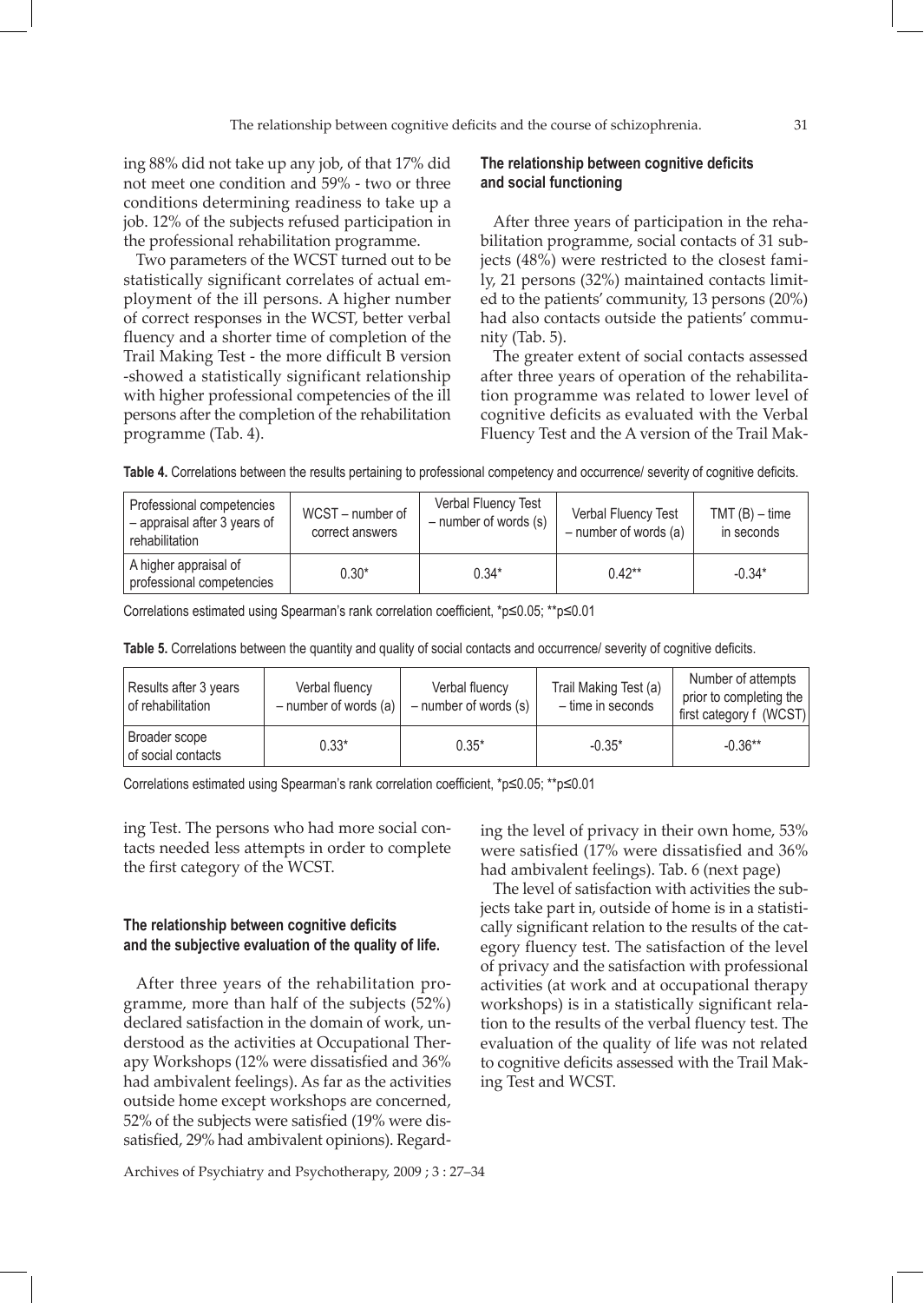ing 88% did not take up any job, of that 17% did not meet one condition and 59% - two or three conditions determining readiness to take up a job. 12% of the subjects refused participation in the professional rehabilitation programme.

Two parameters of the WCST turned out to be statistically significant correlates of actual employment of the ill persons. A higher number of correct responses in the WCST, better verbal fluency and a shorter time of completion of the Trail Making Test - the more difficult B version -showed a statistically significant relationship with higher professional competencies of the ill persons after the completion of the rehabilitation programme (Tab. 4).

#### The relationship between cognitive deficits and social functioning

After three years of participation in the rehabilitation programme, social contacts of 31 subjects (48%) were restricted to the closest family, 21 persons (32%) maintained contacts limited to the patients' community, 13 persons (20%) had also contacts outside the patients' community (Tab. 5).

The greater extent of social contacts assessed after three years of operation of the rehabilitation programme was related to lower level of cognitive deficits as evaluated with the Verbal Fluency Test and the A version of the Trail Making Test. The persons who had more social contacts needed less attempts in order to complete the first category of the WCST.

**Table 4.** Correlations between the results pertaining to professional competency and occurrence/ severity of cognitive deficits.

| Professional competencies – appraisal after 3 years of rehabilitation | WCST – number of correct answers | Verbal Fluency Test – number of words (s) | Verbal Fluency Test – number of words (a) | TMT (B) – time in seconds |
|---|---|---|---|---|
| A higher appraisal of professional competencies | 0.30* | 0.34* | 0.42** | -0.34* |

Correlations estimated using Spearman's rank correlation coefficient, *p≤0.05; **p≤0.01

**Table 5.** Correlations between the quantity and quality of social contacts and occurrence/ severity of cognitive deficits.

| Results after 3 years of rehabilitation | Verbal fluency – number of words (a) | Verbal fluency – number of words (s) | Trail Making Test (a) – time in seconds | Number of attempts prior to completing the first category f (WCST) |
|---|---|---|---|---|
| Broader scope of social contacts | 0.33* | 0.35* | -0.35* | -0.36** |

Correlations estimated using Spearman's rank correlation coefficient, *p≤0.05; **p≤0.01

#### The relationship between cognitive deficits and the subjective evaluation of the quality of life.

After three years of the rehabilitation programme, more than half of the subjects (52%) declared satisfaction in the domain of work, understood as the activities at Occupational Therapy Workshops (12% were dissatisfied and 36% had ambivalent feelings). As far as the activities outside home except workshops are concerned, 52% of the subjects were satisfied (19% were dissatisfied, 29% had ambivalent opinions). Regarding the level of privacy in their own home, 53% were satisfied (17% were dissatisfied and 36% had ambivalent feelings). Tab. 6 (next page)

The level of satisfaction with activities the subjects take part in, outside of home is in a statistically significant relation to the results of the category fluency test. The satisfaction of the level of privacy and the satisfaction with professional activities (at work and at occupational therapy workshops) is in a statistically significant relation to the results of the verbal fluency test. The evaluation of the quality of life was not related to cognitive deficits assessed with the Trail Making Test and WCST.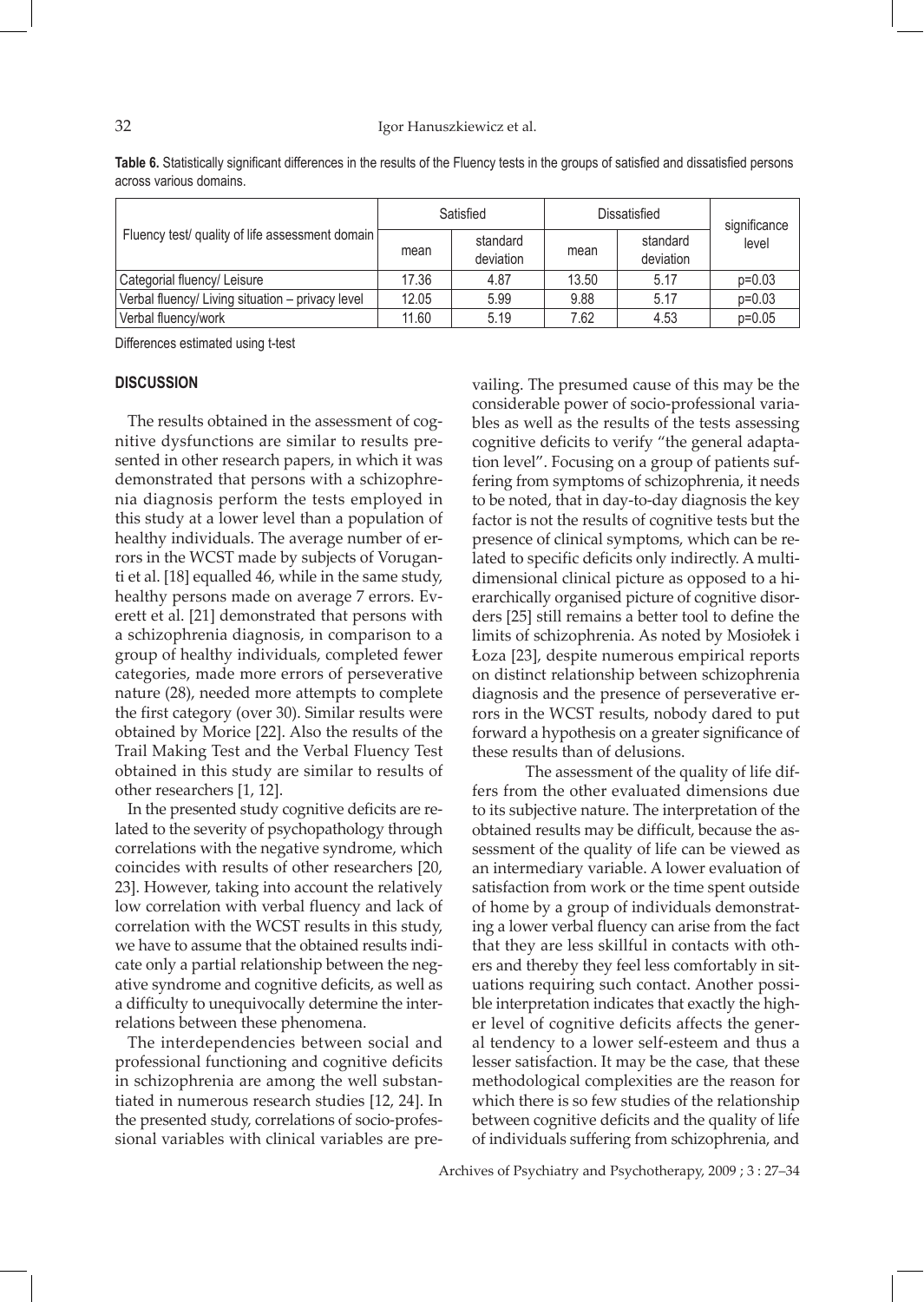**Table 6.** Statistically significant differences in the results of the Fluency tests in the groups of satisfied and dissatisfied persons across various domains.

| Fluency test/ quality of life assessment domain | Satisfied | | Dissatisfied | | significance level |
|---|---|---|---|---|---|
| | mean | standard deviation | mean | standard deviation | |
| Categorial fluency/ Leisure | 17.36 | 4.87 | 13.50 | 5.17 | p=0.03 |
| Verbal fluency/ Living situation – privacy level | 12.05 | 5.99 | 9.88 | 5.17 | p=0.03 |
| Verbal fluency/work | 11.60 | 5.19 | 7.62 | 4.53 | p=0.05 |

Differences estimated using t-test

## DISCUSSION

The results obtained in the assessment of cognitive dysfunctions are similar to results presented in other research papers, in which it was demonstrated that persons with a schizophrenia diagnosis perform the tests employed in this study at a lower level than a population of healthy individuals. The average number of errors in the WCST made by subjects of Voruganti et al. [18] equalled 46, while in the same study, healthy persons made on average 7 errors. Everett et al. [21] demonstrated that persons with a schizophrenia diagnosis, in comparison to a group of healthy individuals, completed fewer categories, made more errors of perseverative nature (28), needed more attempts to complete the first category (over 30). Similar results were obtained by Morice [22]. Also the results of the Trail Making Test and the Verbal Fluency Test obtained in this study are similar to results of other researchers [1, 12].

In the presented study cognitive deficits are related to the severity of psychopathology through correlations with the negative syndrome, which coincides with results of other researchers [20, 23]. However, taking into account the relatively low correlation with verbal fluency and lack of correlation with the WCST results in this study, we have to assume that the obtained results indicate only a partial relationship between the negative syndrome and cognitive deficits, as well as a difficulty to unequivocally determine the interrelations between these phenomena.

The interdependencies between social and professional functioning and cognitive deficits in schizophrenia are among the well substantiated in numerous research studies [12, 24]. In the presented study, correlations of socio-professional variables with clinical variables are prevailing. The presumed cause of this may be the considerable power of socio-professional variables as well as the results of the tests assessing cognitive deficits to verify "the general adaptation level". Focusing on a group of patients suffering from symptoms of schizophrenia, it needs to be noted, that in day-to-day diagnosis the key factor is not the results of cognitive tests but the presence of clinical symptoms, which can be related to specific deficits only indirectly. A multidimensional clinical picture as opposed to a hierarchically organised picture of cognitive disorders [25] still remains a better tool to define the limits of schizophrenia. As noted by Mosiołek i Łoza [23], despite numerous empirical reports on distinct relationship between schizophrenia diagnosis and the presence of perseverative errors in the WCST results, nobody dared to put forward a hypothesis on a greater significance of these results than of delusions.

The assessment of the quality of life differs from the other evaluated dimensions due to its subjective nature. The interpretation of the obtained results may be difficult, because the assessment of the quality of life can be viewed as an intermediary variable. A lower evaluation of satisfaction from work or the time spent outside of home by a group of individuals demonstrating a lower verbal fluency can arise from the fact that they are less skillful in contacts with others and thereby they feel less comfortably in situations requiring such contact. Another possible interpretation indicates that exactly the higher level of cognitive deficits affects the general tendency to a lower self-esteem and thus a lesser satisfaction. It may be the case, that these methodological complexities are the reason for which there is so few studies of the relationship between cognitive deficits and the quality of life of individuals suffering from schizophrenia, and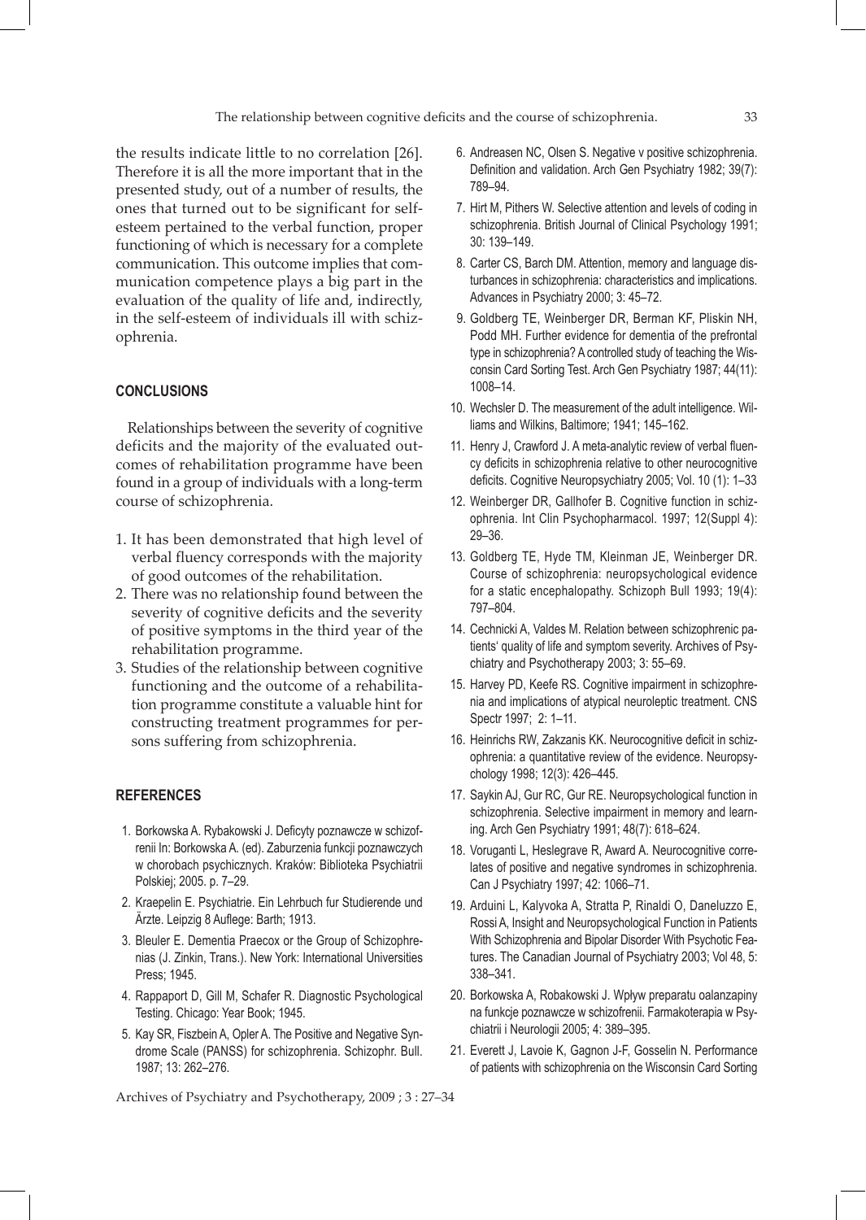the results indicate little to no correlation [26]. Therefore it is all the more important that in the presented study, out of a number of results, the ones that turned out to be significant for self-esteem pertained to the verbal function, proper functioning of which is necessary for a complete communication. This outcome implies that communication competence plays a big part in the evaluation of the quality of life and, indirectly, in the self-esteem of individuals ill with schizophrenia.

## CONCLUSIONS

Relationships between the severity of cognitive deficits and the majority of the evaluated outcomes of rehabilitation programme have been found in a group of individuals with a long-term course of schizophrenia.

1. It has been demonstrated that high level of verbal fluency corresponds with the majority of good outcomes of the rehabilitation.
2. There was no relationship found between the severity of cognitive deficits and the severity of positive symptoms in the third year of the rehabilitation programme.
3. Studies of the relationship between cognitive functioning and the outcome of a rehabilitation programme constitute a valuable hint for constructing treatment programmes for persons suffering from schizophrenia.

## REFERENCES

1. Borkowska A. Rybakowski J. Deficyty poznawcze w schizofrenii In: Borkowska A. (ed). Zaburzenia funkcji poznawczych w chorobach psychicznych. Kraków: Biblioteka Psychiatrii Polskiej; 2005. p. 7–29.
2. Kraepelin E. Psychiatrie. Ein Lehrbuch fur Studierende und Ärzte. Leipzig 8 Auflege: Barth; 1913.
3. Bleuler E. Dementia Praecox or the Group of Schizophrenias (J. Zinkin, Trans.). New York: International Universities Press; 1945.
4. Rappaport D, Gill M, Schafer R. Diagnostic Psychological Testing. Chicago: Year Book; 1945.
5. Kay SR, Fiszbein A, Opler A. The Positive and Negative Syndrome Scale (PANSS) for schizophrenia. Schizophr. Bull. 1987; 13: 262–276.
6. Andreasen NC, Olsen S. Negative v positive schizophrenia. Definition and validation. Arch Gen Psychiatry 1982; 39(7): 789–94.
7. Hirt M, Pithers W. Selective attention and levels of coding in schizophrenia. British Journal of Clinical Psychology 1991; 30: 139–149.
8. Carter CS, Barch DM. Attention, memory and language disturbances in schizophrenia: characteristics and implications. Advances in Psychiatry 2000; 3: 45–72.
9. Goldberg TE, Weinberger DR, Berman KF, Pliskin NH, Podd MH. Further evidence for dementia of the prefrontal type in schizophrenia? A controlled study of teaching the Wisconsin Card Sorting Test. Arch Gen Psychiatry 1987; 44(11): 1008–14.
10. Wechsler D. The measurement of the adult intelligence. Williams and Wilkins, Baltimore; 1941; 145–162.
11. Henry J, Crawford J. A meta-analytic review of verbal fluency deficits in schizophrenia relative to other neurocognitive deficits. Cognitive Neuropsychiatry 2005; Vol. 10 (1): 1–33
12. Weinberger DR, Gallhofer B. Cognitive function in schizophrenia. Int Clin Psychopharmacol. 1997; 12(Suppl 4): 29–36.
13. Goldberg TE, Hyde TM, Kleinman JE, Weinberger DR. Course of schizophrenia: neuropsychological evidence for a static encephalopathy. Schizoph Bull 1993; 19(4): 797–804.
14. Cechnicki A, Valdes M. Relation between schizophrenic patients' quality of life and symptom severity. Archives of Psychiatry and Psychotherapy 2003; 3: 55–69.
15. Harvey PD, Keefe RS. Cognitive impairment in schizophrenia and implications of atypical neuroleptic treatment. CNS Spectr 1997; 2: 1–11.
16. Heinrichs RW, Zakzanis KK. Neurocognitive deficit in schizophrenia: a quantitative review of the evidence. Neuropsychology 1998; 12(3): 426–445.
17. Saykin AJ, Gur RC, Gur RE. Neuropsychological function in schizophrenia. Selective impairment in memory and learning. Arch Gen Psychiatry 1991; 48(7): 618–624.
18. Voruganti L, Heslegrave R, Award A. Neurocognitive correlates of positive and negative syndromes in schizophrenia. Can J Psychiatry 1997; 42: 1066–71.
19. Arduini L, Kalyvoka A, Stratta P, Rinaldi O, Daneluzzo E, Rossi A, Insight and Neuropsychological Function in Patients With Schizophrenia and Bipolar Disorder With Psychotic Features. The Canadian Journal of Psychiatry 2003; Vol 48, 5: 338–341.
20. Borkowska A, Robakowski J. Wpływ preparatu oalanzapiny na funkcje poznawcze w schizofrenii. Farmakoterapia w Psychiatrii i Neurologii 2005; 4: 389–395.
21. Everett J, Lavoie K, Gagnon J-F, Gosselin N. Performance of patients with schizophrenia on the Wisconsin Card Sorting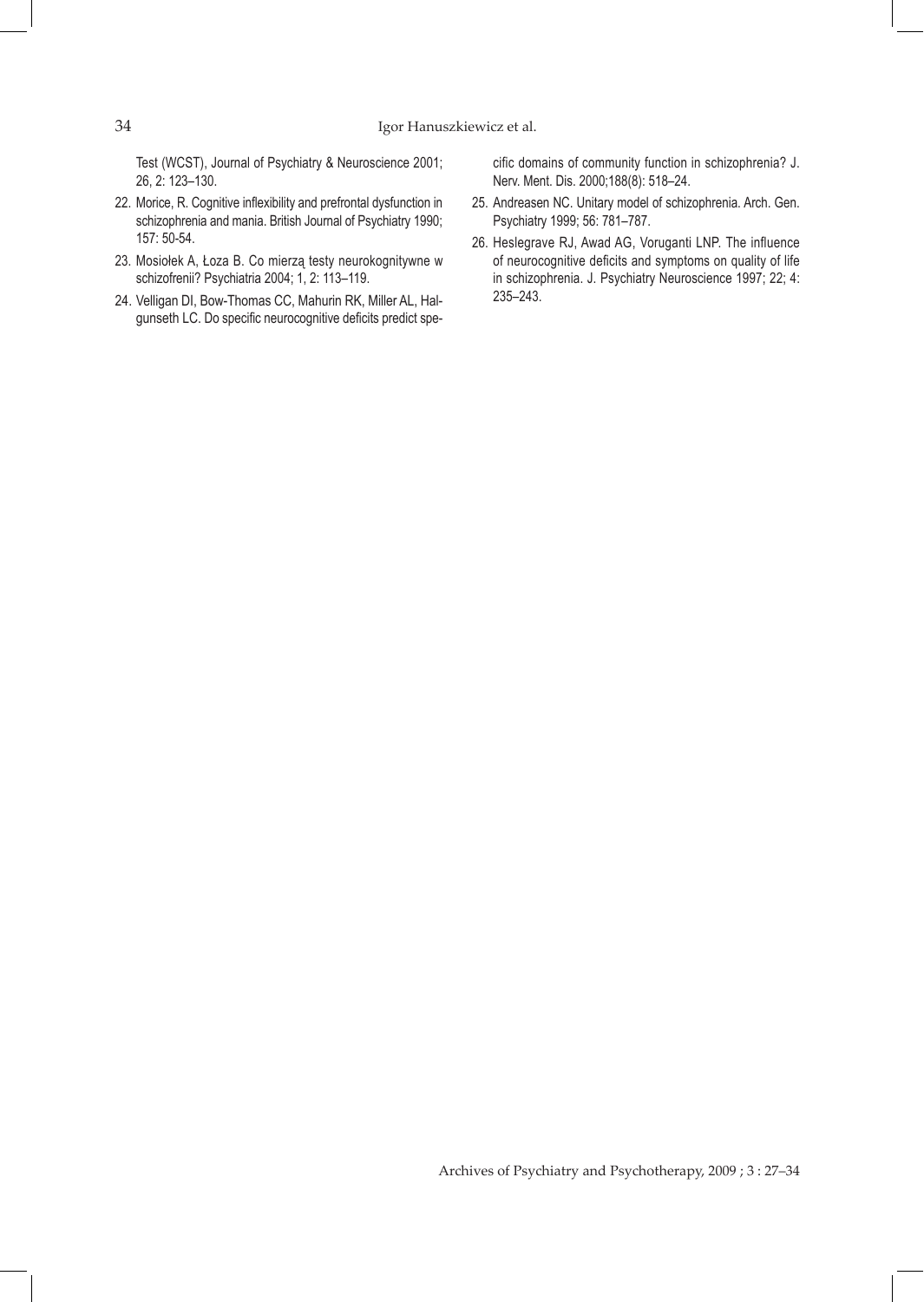Test (WCST), Journal of Psychiatry & Neuroscience 2001; 26, 2: 123–130.

22. Morice, R. Cognitive inflexibility and prefrontal dysfunction in schizophrenia and mania. British Journal of Psychiatry 1990; 157: 50-54.
23. Mosiołek A, Łoza B. Co mierzą testy neurokognitywne w schizofrenii? Psychiatria 2004; 1, 2: 113–119.
24. Velligan DI, Bow-Thomas CC, Mahurin RK, Miller AL, Halgunseth LC. Do specific neurocognitive deficits predict specific domains of community function in schizophrenia? J. Nerv. Ment. Dis. 2000;188(8): 518–24.
25. Andreasen NC. Unitary model of schizophrenia. Arch. Gen. Psychiatry 1999; 56: 781–787.
26. Heslegrave RJ, Awad AG, Voruganti LNP. The influence of neurocognitive deficits and symptoms on quality of life in schizophrenia. J. Psychiatry Neuroscience 1997; 22; 4: 235–243.